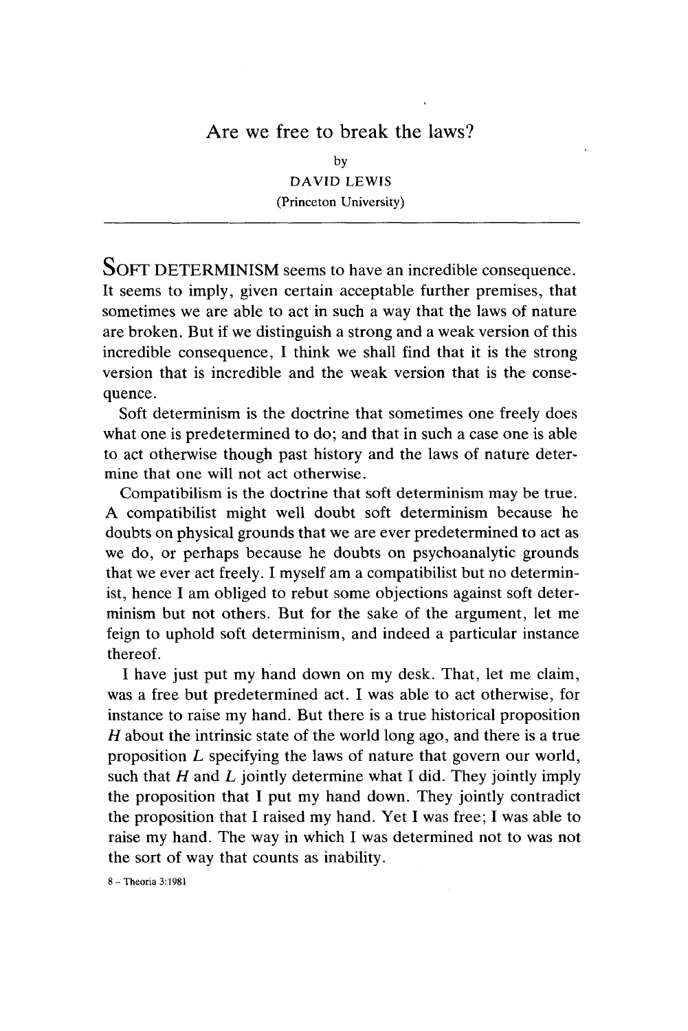# Are we free to break the laws?

by
DAVID LEWIS
(Princeton University)

---

SOFT DETERMINISM seems to have an incredible consequence. It seems to imply, given certain acceptable further premises, that sometimes we are able to act in such a way that the laws of nature are broken. But if we distinguish a strong and a weak version of this incredible consequence, I think we shall find that it is the strong version that is incredible and the weak version that is the consequence.

Soft determinism is the doctrine that sometimes one freely does what one is predetermined to do; and that in such a case one is able to act otherwise though past history and the laws of nature determine that one will not act otherwise.

Compatibilism is the doctrine that soft determinism may be true. A compatibilist might well doubt soft determinism because he doubts on physical grounds that we are ever predetermined to act as we do, or perhaps because he doubts on psychoanalytic grounds that we ever act freely. I myself am a compatibilist but no determinist, hence I am obliged to rebut some objections against soft determinism but not others. But for the sake of the argument, let me feign to uphold soft determinism, and indeed a particular instance thereof.

I have just put my hand down on my desk. That, let me claim, was a free but predetermined act. I was able to act otherwise, for instance to raise my hand. But there is a true historical proposition $H$ about the intrinsic state of the world long ago, and there is a true proposition $L$ specifying the laws of nature that govern our world, such that $H$ and $L$ jointly determine what I did. They jointly imply the proposition that I put my hand down. They jointly contradict the proposition that I raised my hand. Yet I was free; I was able to raise my hand. The way in which I was determined not to was not the sort of way that counts as inability.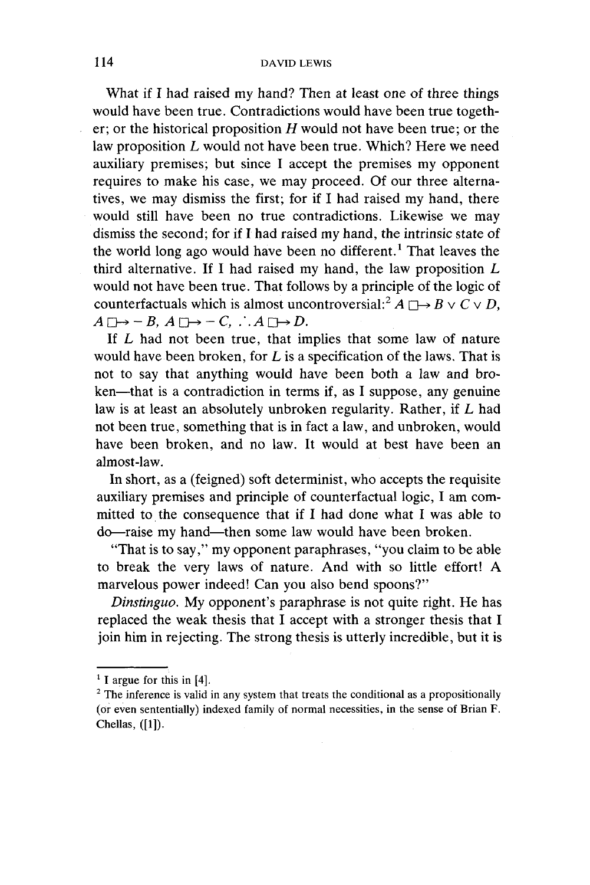What if I had raised my hand? Then at least one of three things would have been true. Contradictions would have been true together; or the historical proposition $H$ would not have been true; or the law proposition $L$ would not have been true. Which? Here we need auxiliary premises; but since I accept the premises my opponent requires to make his case, we may proceed. Of our three alternatives, we may dismiss the first; for if I had raised my hand, there would still have been no true contradictions. Likewise we may dismiss the second; for if I had raised my hand, the intrinsic state of the world long ago would have been no different.[1] That leaves the third alternative. If I had raised my hand, the law proposition $L$ would not have been true. That follows by a principle of the logic of counterfactuals which is almost uncontroversial:[2] $A \Box\!\!\rightarrow B \vee C \vee D$, $A \Box\!\!\rightarrow -B$, $A \Box\!\!\rightarrow -C$, $\therefore A \Box\!\!\rightarrow D$.

If $L$ had not been true, that implies that some law of nature would have been broken, for $L$ is a specification of the laws. That is not to say that anything would have been both a law and broken—that is a contradiction in terms if, as I suppose, any genuine law is at least an absolutely unbroken regularity. Rather, if $L$ had not been true, something that is in fact a law, and unbroken, would have been broken, and no law. It would at best have been an almost-law.

In short, as a (feigned) soft determinist, who accepts the requisite auxiliary premises and principle of counterfactual logic, I am committed to the consequence that if I had done what I was able to do—raise my hand—then some law would have been broken.

"That is to say," my opponent paraphrases, "you claim to be able to break the very laws of nature. And with so little effort! A marvelous power indeed! Can you also bend spoons?"

*Dinstinguo.* My opponent's paraphrase is not quite right. He has replaced the weak thesis that I accept with a stronger thesis that I join him in rejecting. The strong thesis is utterly incredible, but it is

---

[1] I argue for this in [4].

[2] The inference is valid in any system that treats the conditional as a propositionally (or even sententially) indexed family of normal necessities, in the sense of Brian F. Chellas, ([1]).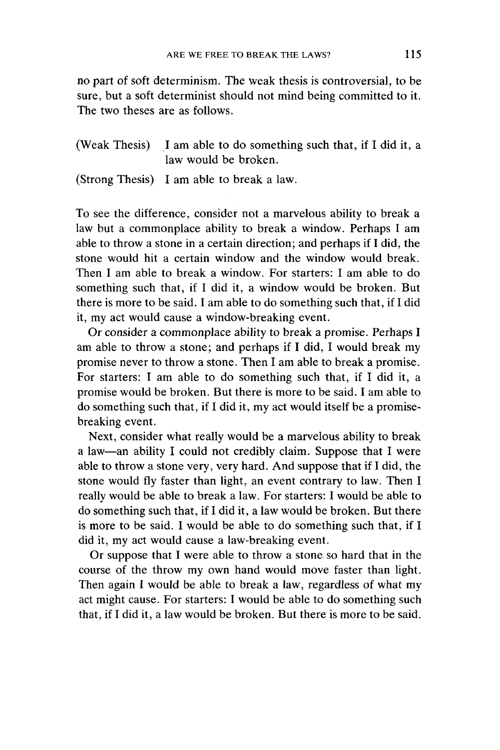no part of soft determinism. The weak thesis is controversial, to be sure, but a soft determinist should not mind being committed to it. The two theses are as follows.

(Weak Thesis) I am able to do something such that, if I did it, a law would be broken.

(Strong Thesis) I am able to break a law.

To see the difference, consider not a marvelous ability to break a law but a commonplace ability to break a window. Perhaps I am able to throw a stone in a certain direction; and perhaps if I did, the stone would hit a certain window and the window would break. Then I am able to break a window. For starters: I am able to do something such that, if I did it, a window would be broken. But there is more to be said. I am able to do something such that, if I did it, my act would cause a window-breaking event.

Or consider a commonplace ability to break a promise. Perhaps I am able to throw a stone; and perhaps if I did, I would break my promise never to throw a stone. Then I am able to break a promise. For starters: I am able to do something such that, if I did it, a promise would be broken. But there is more to be said. I am able to do something such that, if I did it, my act would itself be a promise-breaking event.

Next, consider what really would be a marvelous ability to break a law—an ability I could not credibly claim. Suppose that I were able to throw a stone very, very hard. And suppose that if I did, the stone would fly faster than light, an event contrary to law. Then I really would be able to break a law. For starters: I would be able to do something such that, if I did it, a law would be broken. But there is more to be said. I would be able to do something such that, if I did it, my act would cause a law-breaking event.

Or suppose that I were able to throw a stone so hard that in the course of the throw my own hand would move faster than light. Then again I would be able to break a law, regardless of what my act might cause. For starters: I would be able to do something such that, if I did it, a law would be broken. But there is more to be said.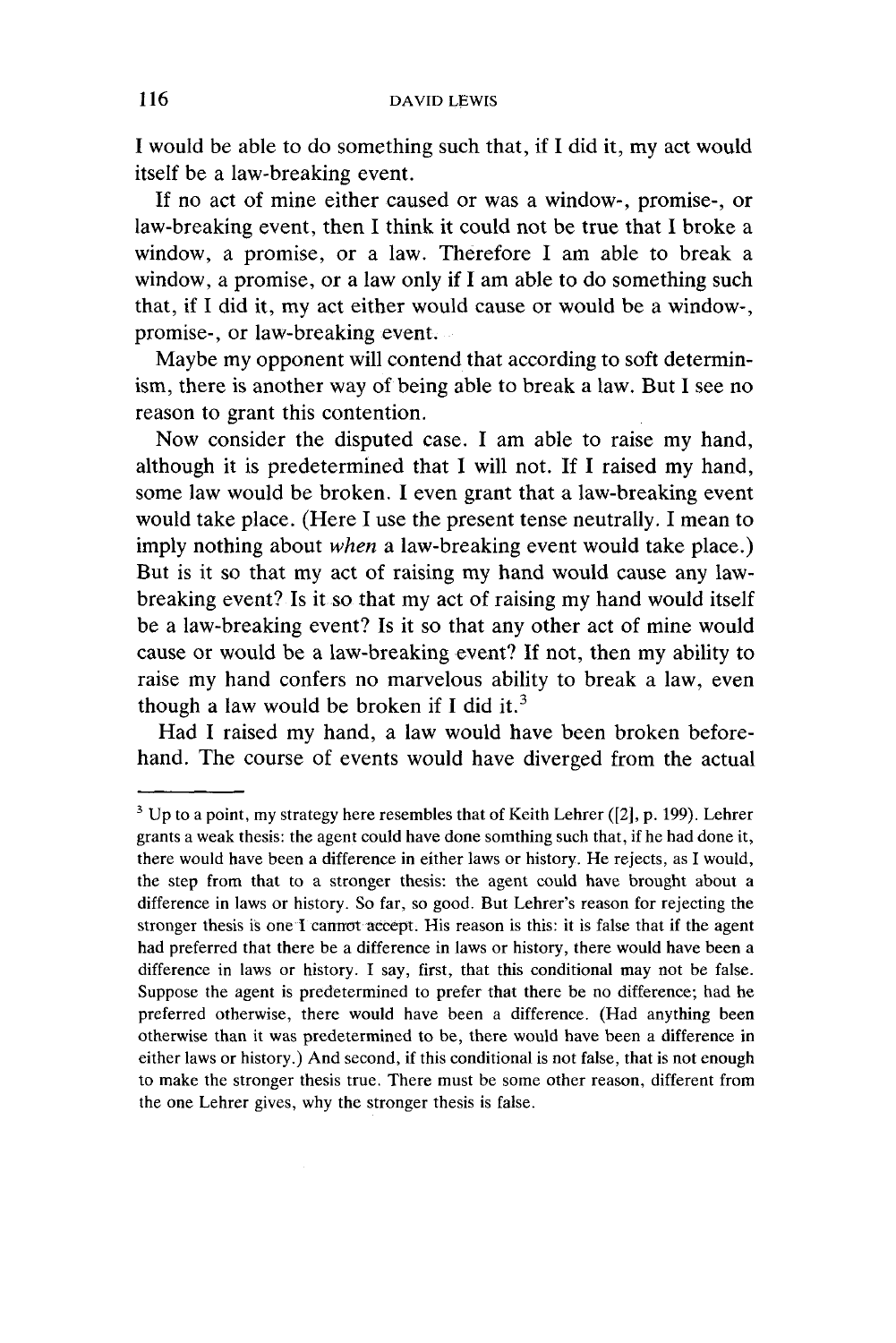I would be able to do something such that, if I did it, my act would itself be a law-breaking event.

If no act of mine either caused or was a window-, promise-, or law-breaking event, then I think it could not be true that I broke a window, a promise, or a law. Therefore I am able to break a window, a promise, or a law only if I am able to do something such that, if I did it, my act either would cause or would be a window-, promise-, or law-breaking event.

Maybe my opponent will contend that according to soft determinism, there is another way of being able to break a law. But I see no reason to grant this contention.

Now consider the disputed case. I am able to raise my hand, although it is predetermined that I will not. If I raised my hand, some law would be broken. I even grant that a law-breaking event would take place. (Here I use the present tense neutrally. I mean to imply nothing about *when* a law-breaking event would take place.) But is it so that my act of raising my hand would cause any law-breaking event? Is it so that my act of raising my hand would itself be a law-breaking event? Is it so that any other act of mine would cause or would be a law-breaking event? If not, then my ability to raise my hand confers no marvelous ability to break a law, even though a law would be broken if I did it.[3]

Had I raised my hand, a law would have been broken beforehand. The course of events would have diverged from the actual

---

[3] Up to a point, my strategy here resembles that of Keith Lehrer ([2], p. 199). Lehrer grants a weak thesis: the agent could have done somthing such that, if he had done it, there would have been a difference in either laws or history. He rejects, as I would, the step from that to a stronger thesis: the agent could have brought about a difference in laws or history. So far, so good. But Lehrer's reason for rejecting the stronger thesis is one I cannot accept. His reason is this: it is false that if the agent had preferred that there be a difference in laws or history, there would have been a difference in laws or history. I say, first, that this conditional may not be false. Suppose the agent is predetermined to prefer that there be no difference; had he preferred otherwise, there would have been a difference. (Had anything been otherwise than it was predetermined to be, there would have been a difference in either laws or history.) And second, if this conditional is not false, that is not enough to make the stronger thesis true. There must be some other reason, different from the one Lehrer gives, why the stronger thesis is false.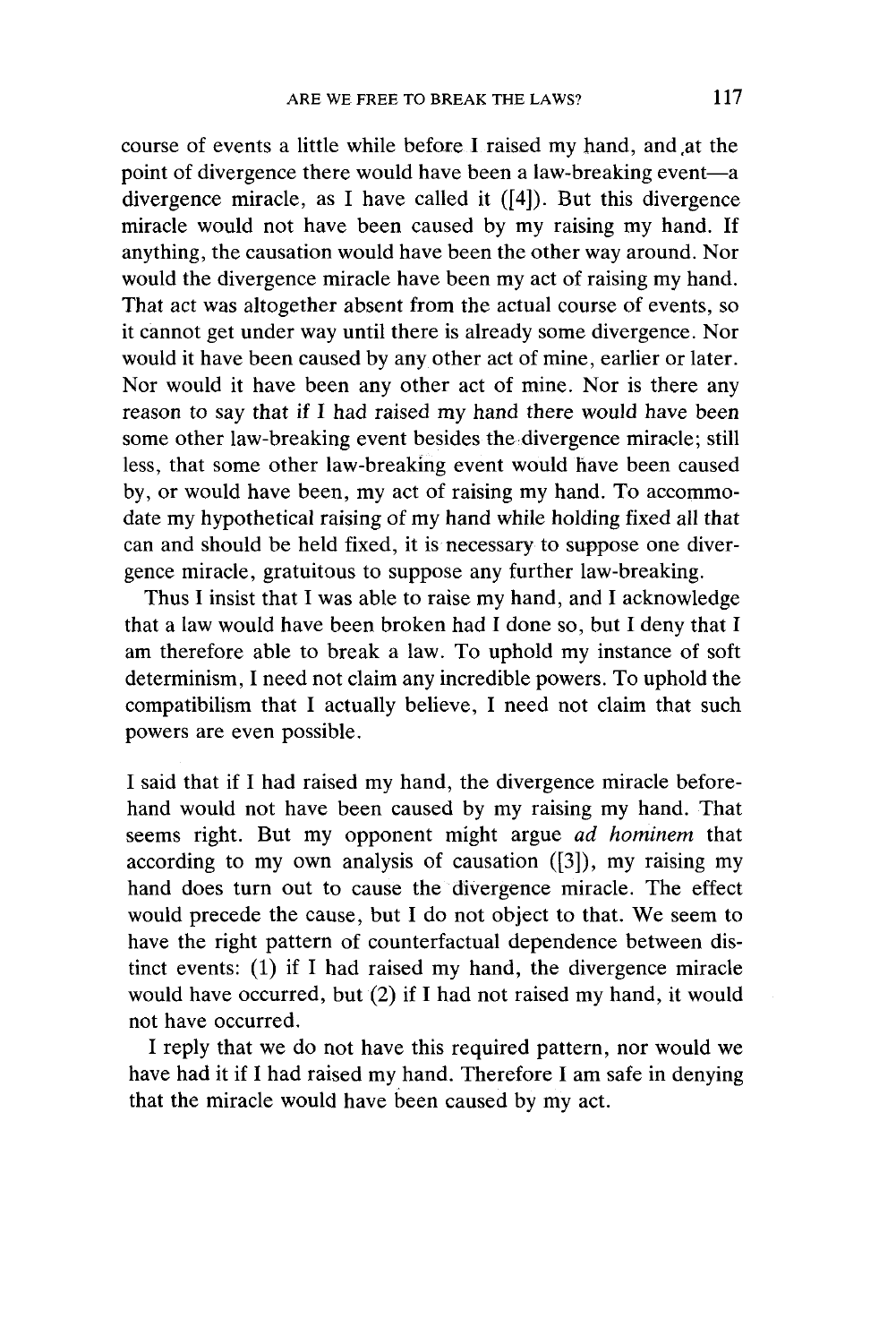course of events a little while before I raised my hand, and at the point of divergence there would have been a law-breaking event—a divergence miracle, as I have called it ([4]). But this divergence miracle would not have been caused by my raising my hand. If anything, the causation would have been the other way around. Nor would the divergence miracle have been my act of raising my hand. That act was altogether absent from the actual course of events, so it cannot get under way until there is already some divergence. Nor would it have been caused by any other act of mine, earlier or later. Nor would it have been any other act of mine. Nor is there any reason to say that if I had raised my hand there would have been some other law-breaking event besides the divergence miracle; still less, that some other law-breaking event would have been caused by, or would have been, my act of raising my hand. To accommodate my hypothetical raising of my hand while holding fixed all that can and should be held fixed, it is necessary to suppose one divergence miracle, gratuitous to suppose any further law-breaking.

Thus I insist that I was able to raise my hand, and I acknowledge that a law would have been broken had I done so, but I deny that I am therefore able to break a law. To uphold my instance of soft determinism, I need not claim any incredible powers. To uphold the compatibilism that I actually believe, I need not claim that such powers are even possible.

I said that if I had raised my hand, the divergence miracle beforehand would not have been caused by my raising my hand. That seems right. But my opponent might argue *ad hominem* that according to my own analysis of causation ([3]), my raising my hand does turn out to cause the divergence miracle. The effect would precede the cause, but I do not object to that. We seem to have the right pattern of counterfactual dependence between distinct events: (1) if I had raised my hand, the divergence miracle would have occurred, but (2) if I had not raised my hand, it would not have occurred.

I reply that we do not have this required pattern, nor would we have had it if I had raised my hand. Therefore I am safe in denying that the miracle would have been caused by my act.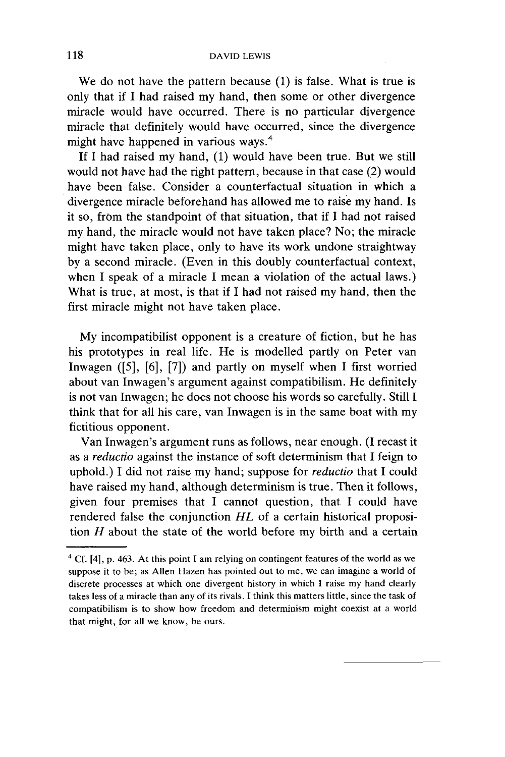We do not have the pattern because (1) is false. What is true is only that if I had raised my hand, then some or other divergence miracle would have occurred. There is no particular divergence miracle that definitely would have occurred, since the divergence might have happened in various ways.[4]

If I had raised my hand, (1) would have been true. But we still would not have had the right pattern, because in that case (2) would have been false. Consider a counterfactual situation in which a divergence miracle beforehand has allowed me to raise my hand. Is it so, from the standpoint of that situation, that if I had not raised my hand, the miracle would not have taken place? No; the miracle might have taken place, only to have its work undone straightway by a second miracle. (Even in this doubly counterfactual context, when I speak of a miracle I mean a violation of the actual laws.) What is true, at most, is that if I had not raised my hand, then the first miracle might not have taken place.

My incompatibilist opponent is a creature of fiction, but he has his prototypes in real life. He is modelled partly on Peter van Inwagen ([5], [6], [7]) and partly on myself when I first worried about van Inwagen's argument against compatibilism. He definitely is not van Inwagen; he does not choose his words so carefully. Still I think that for all his care, van Inwagen is in the same boat with my fictitious opponent.

Van Inwagen's argument runs as follows, near enough. (I recast it as a *reductio* against the instance of soft determinism that I feign to uphold.) I did not raise my hand; suppose for *reductio* that I could have raised my hand, although determinism is true. Then it follows, given four premises that I cannot question, that I could have rendered false the conjunction *HL* of a certain historical proposition *H* about the state of the world before my birth and a certain

---

[4] Cf. [4], p. 463. At this point I am relying on contingent features of the world as we suppose it to be; as Allen Hazen has pointed out to me, we can imagine a world of discrete processes at which one divergent history in which I raise my hand clearly takes less of a miracle than any of its rivals. I think this matters little, since the task of compatibilism is to show how freedom and determinism might coexist at a world that might, for all we know, be ours.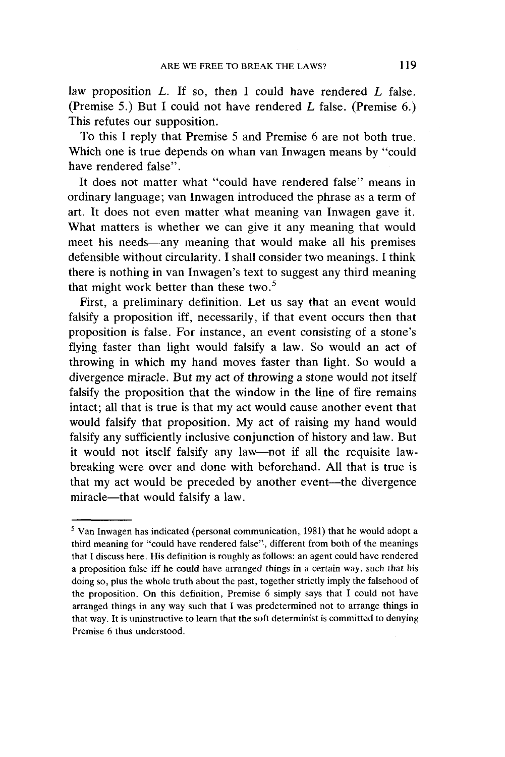law proposition $L$. If so, then I could have rendered $L$ false. (Premise 5.) But I could not have rendered $L$ false. (Premise 6.) This refutes our supposition.

To this I reply that Premise 5 and Premise 6 are not both true. Which one is true depends on whan van Inwagen means by "could have rendered false".

It does not matter what "could have rendered false" means in ordinary language; van Inwagen introduced the phrase as a term of art. It does not even matter what meaning van Inwagen gave it. What matters is whether we can give it any meaning that would meet his needs—any meaning that would make all his premises defensible without circularity. I shall consider two meanings. I think there is nothing in van Inwagen's text to suggest any third meaning that might work better than these two.[5]

First, a preliminary definition. Let us say that an event would falsify a proposition iff, necessarily, if that event occurs then that proposition is false. For instance, an event consisting of a stone's flying faster than light would falsify a law. So would an act of throwing in which my hand moves faster than light. So would a divergence miracle. But my act of throwing a stone would not itself falsify the proposition that the window in the line of fire remains intact; all that is true is that my act would cause another event that would falsify that proposition. My act of raising my hand would falsify any sufficiently inclusive conjunction of history and law. But it would not itself falsify any law—not if all the requisite law-breaking were over and done with beforehand. All that is true is that my act would be preceded by another event—the divergence miracle—that would falsify a law.

---

[5] Van Inwagen has indicated (personal communication, 1981) that he would adopt a third meaning for "could have rendered false", different from both of the meanings that I discuss here. His definition is roughly as follows: an agent could have rendered a proposition false iff he could have arranged things in a certain way, such that his doing so, plus the whole truth about the past, together strictly imply the falsehood of the proposition. On this definition, Premise 6 simply says that I could not have arranged things in any way such that I was predetermined not to arrange things in that way. It is uninstructive to learn that the soft determinist is committed to denying Premise 6 thus understood.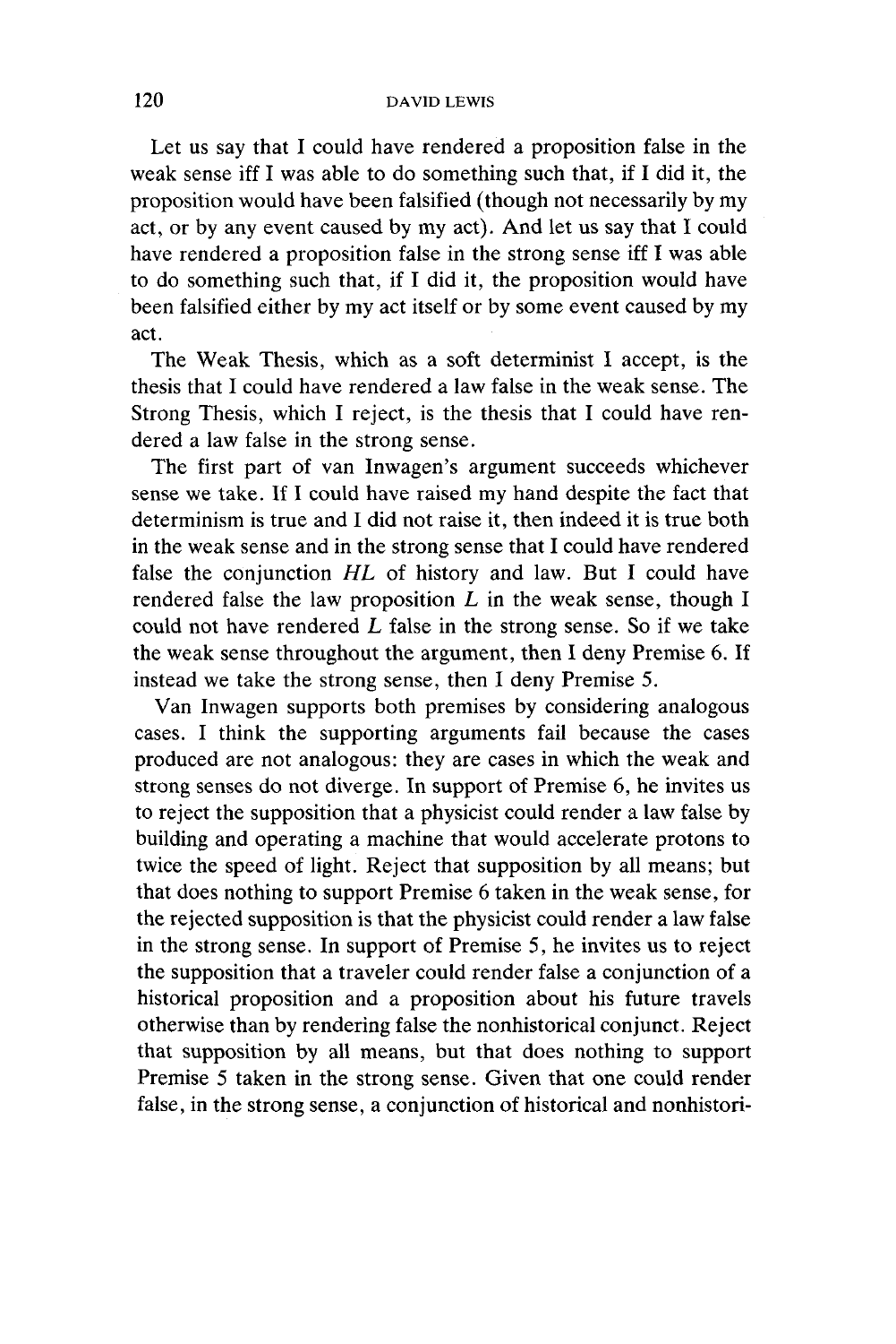Let us say that I could have rendered a proposition false in the weak sense iff I was able to do something such that, if I did it, the proposition would have been falsified (though not necessarily by my act, or by any event caused by my act). And let us say that I could have rendered a proposition false in the strong sense iff I was able to do something such that, if I did it, the proposition would have been falsified either by my act itself or by some event caused by my act.

The Weak Thesis, which as a soft determinist I accept, is the thesis that I could have rendered a law false in the weak sense. The Strong Thesis, which I reject, is the thesis that I could have rendered a law false in the strong sense.

The first part of van Inwagen's argument succeeds whichever sense we take. If I could have raised my hand despite the fact that determinism is true and I did not raise it, then indeed it is true both in the weak sense and in the strong sense that I could have rendered false the conjunction *HL* of history and law. But I could have rendered false the law proposition *L* in the weak sense, though I could not have rendered *L* false in the strong sense. So if we take the weak sense throughout the argument, then I deny Premise 6. If instead we take the strong sense, then I deny Premise 5.

Van Inwagen supports both premises by considering analogous cases. I think the supporting arguments fail because the cases produced are not analogous: they are cases in which the weak and strong senses do not diverge. In support of Premise 6, he invites us to reject the supposition that a physicist could render a law false by building and operating a machine that would accelerate protons to twice the speed of light. Reject that supposition by all means; but that does nothing to support Premise 6 taken in the weak sense, for the rejected supposition is that the physicist could render a law false in the strong sense. In support of Premise 5, he invites us to reject the supposition that a traveler could render false a conjunction of a historical proposition and a proposition about his future travels otherwise than by rendering false the nonhistorical conjunct. Reject that supposition by all means, but that does nothing to support Premise 5 taken in the strong sense. Given that one could render false, in the strong sense, a conjunction of historical and nonhistori-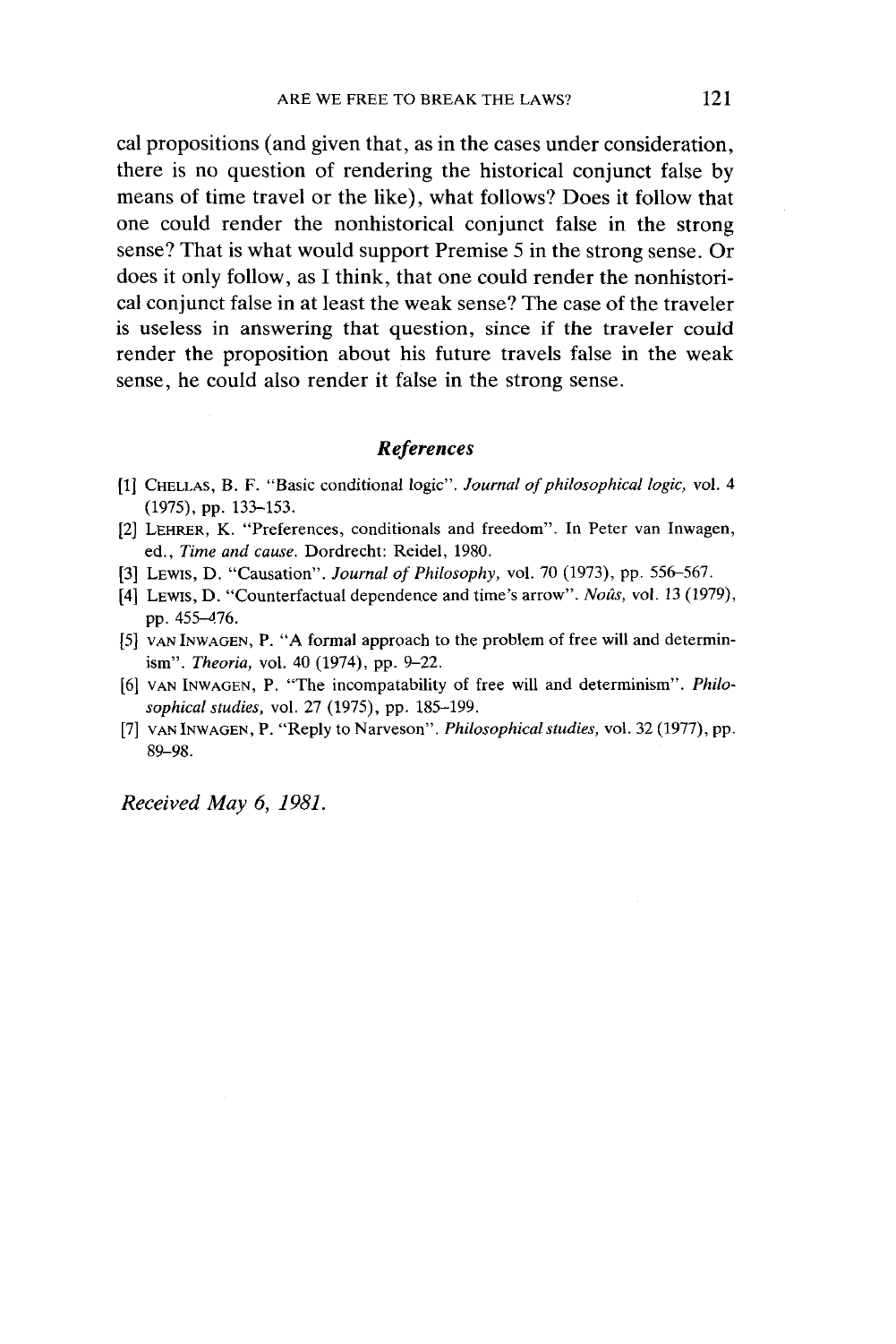cal propositions (and given that, as in the cases under consideration, there is no question of rendering the historical conjunct false by means of time travel or the like), what follows? Does it follow that one could render the nonhistorical conjunct false in the strong sense? That is what would support Premise 5 in the strong sense. Or does it only follow, as I think, that one could render the nonhistorical conjunct false in at least the weak sense? The case of the traveler is useless in answering that question, since if the traveler could render the proposition about his future travels false in the weak sense, he could also render it false in the strong sense.

## *References*

[1] CHELLAS, B. F. "Basic conditional logic". *Journal of philosophical logic,* vol. 4 (1975), pp. 133–153.

[2] LEHRER, K. "Preferences, conditionals and freedom". In Peter van Inwagen, ed., *Time and cause.* Dordrecht: Reidel, 1980.

[3] LEWIS, D. "Causation". *Journal of Philosophy,* vol. 70 (1973), pp. 556–567.

[4] LEWIS, D. "Counterfactual dependence and time's arrow". *Noûs,* vol. 13 (1979), pp. 455–476.

[5] VAN INWAGEN, P. "A formal approach to the problem of free will and determinism". *Theoria,* vol. 40 (1974), pp. 9–22.

[6] VAN INWAGEN, P. "The incompatability of free will and determinism". *Philosophical studies,* vol. 27 (1975), pp. 185–199.

[7] VAN INWAGEN, P. "Reply to Narveson". *Philosophical studies,* vol. 32 (1977), pp. 89–98.

*Received May 6, 1981.*